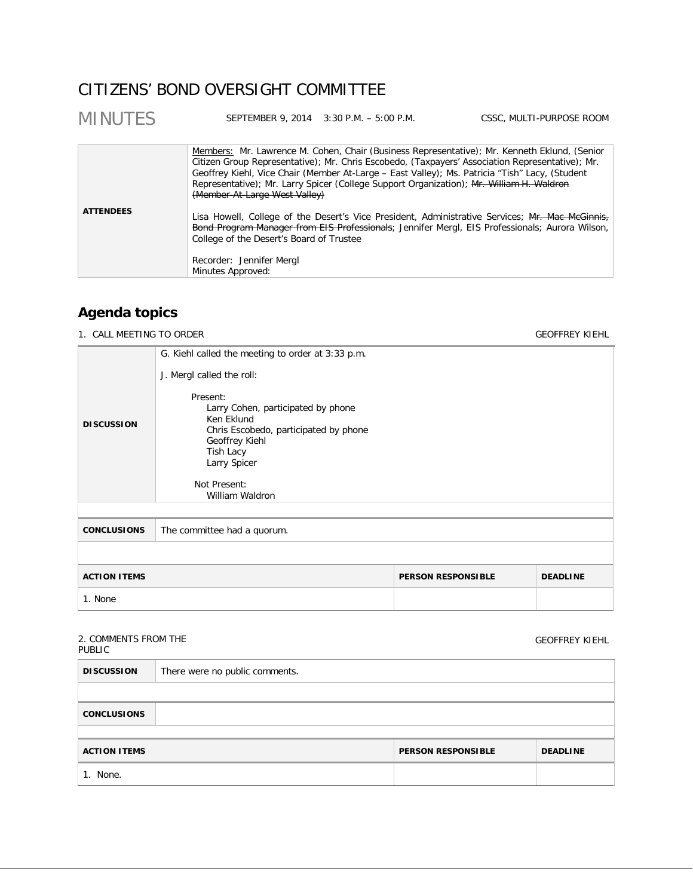# CITIZENS' BOND OVERSIGHT COMMITTEE

## MINUTES

SEPTEMBER 9, 2014 3:30 P.M. – 5:00 P.M. CSSC, MULTI-PURPOSE ROOM

| | |
|---|---|
| **ATTENDEES** | Members: Mr. Lawrence M. Cohen, Chair (Business Representative); Mr. Kenneth Eklund, (Senior Citizen Group Representative); Mr. Chris Escobedo, (Taxpayers' Association Representative); Mr. Geoffrey Kiehl, Vice Chair (Member At-Large – East Valley); Ms. Patricia "Tish" Lacy, (Student Representative); Mr. Larry Spicer (College Support Organization); ~~Mr. William H. Waldron (Member-At-Large West Valley)~~<br><br>Lisa Howell, College of the Desert's Vice President, Administrative Services; ~~Mr. Mac McGinnis, Bond Program Manager from EIS Professionals~~; Jennifer Mergl, EIS Professionals; Aurora Wilson, College of the Desert's Board of Trustee<br><br>Recorder: Jennifer Mergl<br>Minutes Approved: |

## Agenda topics

### 1. CALL MEETING TO ORDER — GEOFFREY KIEHL

| | |
|---|---|
| **DISCUSSION** | G. Kiehl called the meeting to order at 3:33 p.m.<br><br>J. Mergl called the roll:<br><br>Present:<br>Larry Cohen, participated by phone<br>Ken Eklund<br>Chris Escobedo, participated by phone<br>Geoffrey Kiehl<br>Tish Lacy<br>Larry Spicer<br><br>Not Present:<br>William Waldron |
| **CONCLUSIONS** | The committee had a quorum. |

| ACTION ITEMS | PERSON RESPONSIBLE | DEADLINE |
|---|---|---|
| 1. None | | |

### 2. COMMENTS FROM THE PUBLIC — GEOFFREY KIEHL

| | |
|---|---|
| **DISCUSSION** | There were no public comments. |
| **CONCLUSIONS** | |

| ACTION ITEMS | PERSON RESPONSIBLE | DEADLINE |
|---|---|---|
| 1. None. | | |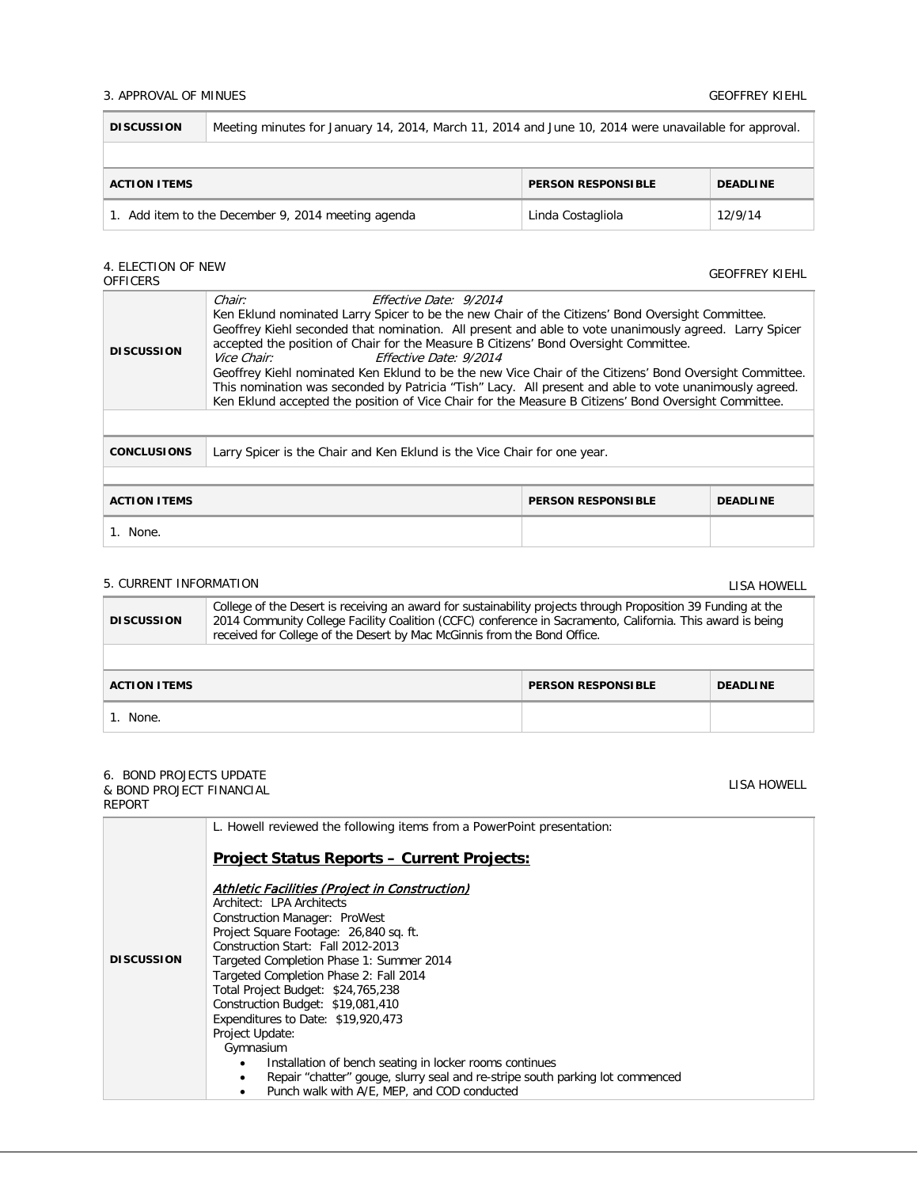3. APPROVAL OF MINUES — GEOFFREY KIEHL

| DISCUSSION | Meeting minutes for January 14, 2014, March 11, 2014 and June 10, 2014 were unavailable for approval. | |
|---|---|---|
| **ACTION ITEMS** | **PERSON RESPONSIBLE** | **DEADLINE** |
| 1. Add item to the December 9, 2014 meeting agenda | Linda Costagliola | 12/9/14 |

4. ELECTION OF NEW OFFICERS — GEOFFREY KIEHL

**DISCUSSION**

*Chair:* *Effective Date: 9/2014*
Ken Eklund nominated Larry Spicer to be the new Chair of the Citizens' Bond Oversight Committee. Geoffrey Kiehl seconded that nomination. All present and able to vote unanimously agreed. Larry Spicer accepted the position of Chair for the Measure B Citizens' Bond Oversight Committee.
*Vice Chair:* *Effective Date: 9/2014*
Geoffrey Kiehl nominated Ken Eklund to be the new Vice Chair of the Citizens' Bond Oversight Committee. This nomination was seconded by Patricia "Tish" Lacy. All present and able to vote unanimously agreed. Ken Eklund accepted the position of Vice Chair for the Measure B Citizens' Bond Oversight Committee.

| CONCLUSIONS | Larry Spicer is the Chair and Ken Eklund is the Vice Chair for one year. | |
|---|---|---|
| **ACTION ITEMS** | **PERSON RESPONSIBLE** | **DEADLINE** |
| 1. None. | | |

5. CURRENT INFORMATION — LISA HOWELL

| DISCUSSION | College of the Desert is receiving an award for sustainability projects through Proposition 39 Funding at the 2014 Community College Facility Coalition (CCFC) conference in Sacramento, California. This award is being received for College of the Desert by Mac McGinnis from the Bond Office. | |
|---|---|---|
| **ACTION ITEMS** | **PERSON RESPONSIBLE** | **DEADLINE** |
| 1. None. | | |

6. BOND PROJECTS UPDATE & BOND PROJECT FINANCIAL REPORT — LISA HOWELL

**DISCUSSION**

L. Howell reviewed the following items from a PowerPoint presentation:

## Project Status Reports – Current Projects:

***Athletic Facilities (Project in Construction)***
Architect: LPA Architects
Construction Manager: ProWest
Project Square Footage: 26,840 sq. ft.
Construction Start: Fall 2012-2013
Targeted Completion Phase 1: Summer 2014
Targeted Completion Phase 2: Fall 2014
Total Project Budget: $24,765,238
Construction Budget: $19,081,410
Expenditures to Date: $19,920,473
Project Update:
Gymnasium

- Installation of bench seating in locker rooms continues
- Repair "chatter" gouge, slurry seal and re-stripe south parking lot commenced
- Punch walk with A/E, MEP, and COD conducted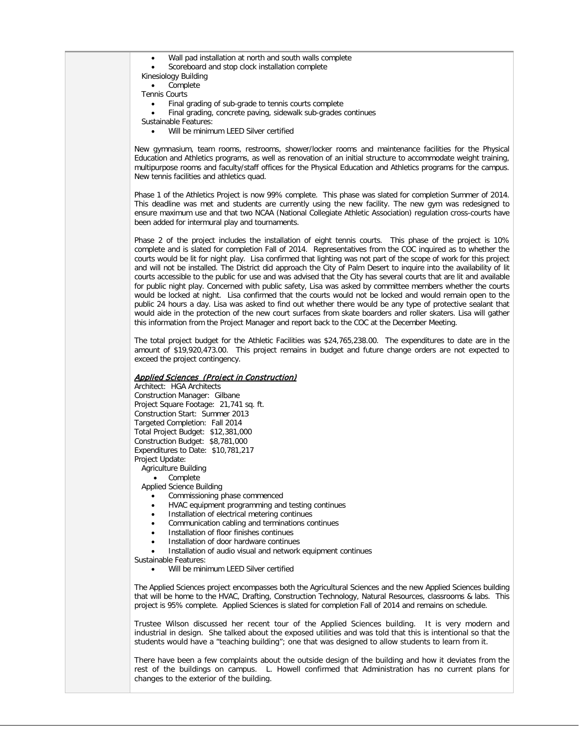- Wall pad installation at north and south walls complete
- Scoreboard and stop clock installation complete

Kinesiology Building

- Complete

Tennis Courts

- Final grading of sub-grade to tennis courts complete
- Final grading, concrete paving, sidewalk sub-grades continues

Sustainable Features:

- Will be minimum LEED Silver certified

New gymnasium, team rooms, restrooms, shower/locker rooms and maintenance facilities for the Physical Education and Athletics programs, as well as renovation of an initial structure to accommodate weight training, multipurpose rooms and faculty/staff offices for the Physical Education and Athletics programs for the campus. New tennis facilities and athletics quad.

Phase 1 of the Athletics Project is now 99% complete. This phase was slated for completion Summer of 2014. This deadline was met and students are currently using the new facility. The new gym was redesigned to ensure maximum use and that two NCAA (National Collegiate Athletic Association) regulation cross-courts have been added for intermural play and tournaments.

Phase 2 of the project includes the installation of eight tennis courts. This phase of the project is 10% complete and is slated for completion Fall of 2014. Representatives from the COC inquired as to whether the courts would be lit for night play. Lisa confirmed that lighting was not part of the scope of work for this project and will not be installed. The District did approach the City of Palm Desert to inquire into the availability of lit courts accessible to the public for use and was advised that the City has several courts that are lit and available for public night play. Concerned with public safety, Lisa was asked by committee members whether the courts would be locked at night. Lisa confirmed that the courts would not be locked and would remain open to the public 24 hours a day. Lisa was asked to find out whether there would be any type of protective sealant that would aide in the protection of the new court surfaces from skate boarders and roller skaters. Lisa will gather this information from the Project Manager and report back to the COC at the December Meeting.

The total project budget for the Athletic Facilities was $24,765,238.00. The expenditures to date are in the amount of $19,920,473.00. This project remains in budget and future change orders are not expected to exceed the project contingency.

***Applied Sciences (Project in Construction)***

Architect: HGA Architects
Construction Manager: Gilbane
Project Square Footage: 21,741 sq. ft.
Construction Start: Summer 2013
Targeted Completion: Fall 2014
Total Project Budget: $12,381,000
Construction Budget: $8,781,000
Expenditures to Date: $10,781,217
Project Update:

Agriculture Building

- Complete

Applied Science Building

- Commissioning phase commenced
- HVAC equipment programming and testing continues
- Installation of electrical metering continues
- Communication cabling and terminations continues
- Installation of floor finishes continues
- Installation of door hardware continues
- Installation of audio visual and network equipment continues

Sustainable Features:

- Will be minimum LEED Silver certified

The Applied Sciences project encompasses both the Agricultural Sciences and the new Applied Sciences building that will be home to the HVAC, Drafting, Construction Technology, Natural Resources, classrooms & labs. This project is 95% complete. Applied Sciences is slated for completion Fall of 2014 and remains on schedule.

Trustee Wilson discussed her recent tour of the Applied Sciences building. It is very modern and industrial in design. She talked about the exposed utilities and was told that this is intentional so that the students would have a "teaching building"; one that was designed to allow students to learn from it.

There have been a few complaints about the outside design of the building and how it deviates from the rest of the buildings on campus. L. Howell confirmed that Administration has no current plans for changes to the exterior of the building.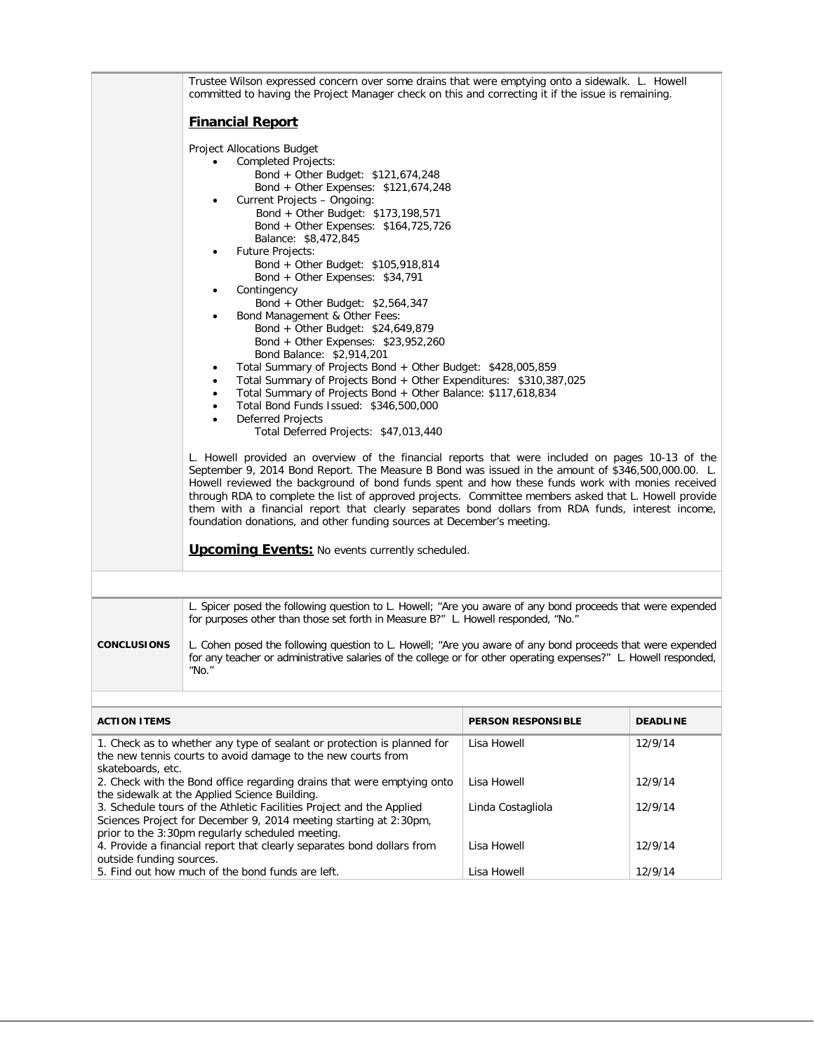Trustee Wilson expressed concern over some drains that were emptying onto a sidewalk. L. Howell committed to having the Project Manager check on this and correcting it if the issue is remaining.

## Financial Report

Project Allocations Budget

- Completed Projects:
  - Bond + Other Budget: $121,674,248
  - Bond + Other Expenses: $121,674,248
- Current Projects – Ongoing:
  - Bond + Other Budget: $173,198,571
  - Bond + Other Expenses: $164,725,726
  - Balance: $8,472,845
- Future Projects:
  - Bond + Other Budget: $105,918,814
  - Bond + Other Expenses: $34,791
- Contingency
  - Bond + Other Budget: $2,564,347
- Bond Management & Other Fees:
  - Bond + Other Budget: $24,649,879
  - Bond + Other Expenses: $23,952,260
  - Bond Balance: $2,914,201
- Total Summary of Projects Bond + Other Budget: $428,005,859
- Total Summary of Projects Bond + Other Expenditures: $310,387,025
- Total Summary of Projects Bond + Other Balance: $117,618,834
- Total Bond Funds Issued: $346,500,000
- Deferred Projects
  - Total Deferred Projects: $47,013,440

L. Howell provided an overview of the financial reports that were included on pages 10-13 of the September 9, 2014 Bond Report. The Measure B Bond was issued in the amount of $346,500,000.00. L. Howell reviewed the background of bond funds spent and how these funds work with monies received through RDA to complete the list of approved projects. Committee members asked that L. Howell provide them with a financial report that clearly separates bond dollars from RDA funds, interest income, foundation donations, and other funding sources at December's meeting.

**Upcoming Events:** No events currently scheduled.

**CONCLUSIONS**

L. Spicer posed the following question to L. Howell; "Are you aware of any bond proceeds that were expended for purposes other than those set forth in Measure B?" L. Howell responded, "No."

L. Cohen posed the following question to L. Howell; "Are you aware of any bond proceeds that were expended for any teacher or administrative salaries of the college or for other operating expenses?" L. Howell responded, "No."

| ACTION ITEMS | PERSON RESPONSIBLE | DEADLINE |
|---|---|---|
| 1. Check as to whether any type of sealant or protection is planned for the new tennis courts to avoid damage to the new courts from skateboards, etc. | Lisa Howell | 12/9/14 |
| 2. Check with the Bond office regarding drains that were emptying onto the sidewalk at the Applied Science Building. | Lisa Howell | 12/9/14 |
| 3. Schedule tours of the Athletic Facilities Project and the Applied Sciences Project for December 9, 2014 meeting starting at 2:30pm, prior to the 3:30pm regularly scheduled meeting. | Linda Costagliola | 12/9/14 |
| 4. Provide a financial report that clearly separates bond dollars from outside funding sources. | Lisa Howell | 12/9/14 |
| 5. Find out how much of the bond funds are left. | Lisa Howell | 12/9/14 |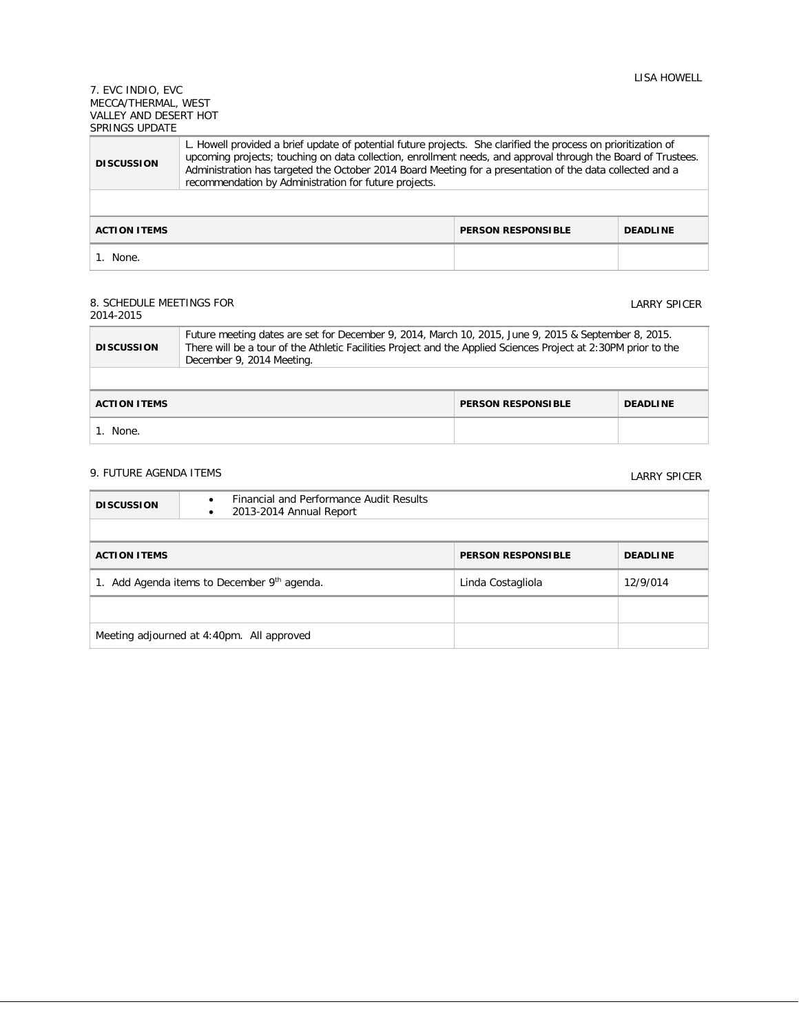LISA HOWELL

7. EVC INDIO, EVC MECCA/THERMAL, WEST VALLEY AND DESERT HOT SPRINGS UPDATE

| | |
|---|---|
| **DISCUSSION** | L. Howell provided a brief update of potential future projects. She clarified the process on prioritization of upcoming projects; touching on data collection, enrollment needs, and approval through the Board of Trustees. Administration has targeted the October 2014 Board Meeting for a presentation of the data collected and a recommendation by Administration for future projects. |

| ACTION ITEMS | PERSON RESPONSIBLE | DEADLINE |
|---|---|---|
| 1. None. | | |

8. SCHEDULE MEETINGS FOR 2014-2015

LARRY SPICER

| | |
|---|---|
| **DISCUSSION** | Future meeting dates are set for December 9, 2014, March 10, 2015, June 9, 2015 & September 8, 2015. There will be a tour of the Athletic Facilities Project and the Applied Sciences Project at 2:30PM prior to the December 9, 2014 Meeting. |

| ACTION ITEMS | PERSON RESPONSIBLE | DEADLINE |
|---|---|---|
| 1. None. | | |

9. FUTURE AGENDA ITEMS

LARRY SPICER

| | |
|---|---|
| **DISCUSSION** | • Financial and Performance Audit Results<br>• 2013-2014 Annual Report |

| ACTION ITEMS | PERSON RESPONSIBLE | DEADLINE |
|---|---|---|
| 1. Add Agenda items to December 9th agenda. | Linda Costagliola | 12/9/014 |
| | | |
| Meeting adjourned at 4:40pm. All approved | | |